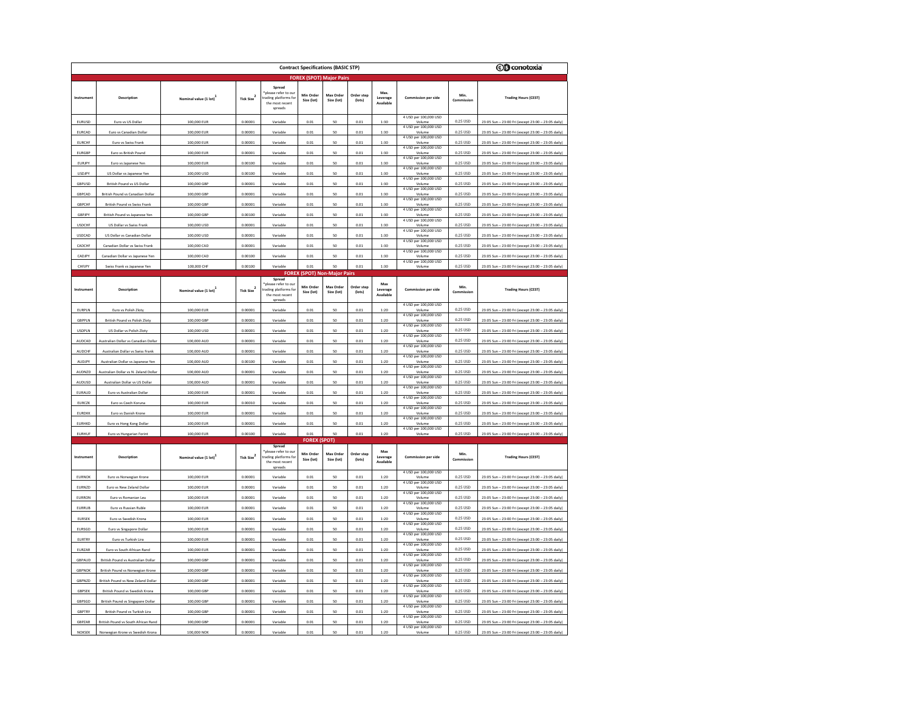# Contract Specifications (BASIC STP)

conotoxia

## FOREX (SPOT) Major Pairs

| Instrument | Description | Nominal value (1 lot)[1] | Tick Size[2] | Spread *please refer to our trading platforms for the most recent spreads | Min Order Size (lot) | Max Order Size (lot) | Order step (lots) | Max. Leverage Available | Commission per side | Min. Commission | Trading Hours (CEST) |
|---|---|---|---|---|---|---|---|---|---|---|---|
| EURUSD | Euro vs US Dollar | 100,000 EUR | 0.00001 | Variable | 0.01 | 50 | 0.01 | 1:30 | 4 USD per 100,000 USD Volume | 0.25 USD | 23:05 Sun – 23:00 Fri (except 23:00 – 23:05 daily) |
| EURCAD | Euro vs Canadian Dollar | 100,000 EUR | 0.00001 | Variable | 0.01 | 50 | 0.01 | 1:30 | 4 USD per 100,000 USD Volume | 0.25 USD | 23:05 Sun – 23:00 Fri (except 23:00 – 23:05 daily) |
| EURCHF | Euro vs Swiss Frank | 100,000 EUR | 0.00001 | Variable | 0.01 | 50 | 0.01 | 1:30 | 4 USD per 100,000 USD Volume | 0.25 USD | 23:05 Sun – 23:00 Fri (except 23:00 – 23:05 daily) |
| EURGBP | Euro vs British Pound | 100,000 EUR | 0.00001 | Variable | 0.01 | 50 | 0.01 | 1:30 | 4 USD per 100,000 USD Volume | 0.25 USD | 23:05 Sun – 23:00 Fri (except 23:00 – 23:05 daily) |
| EURJPY | Euro vs Japanese Yen | 100,000 EUR | 0.00100 | Variable | 0.01 | 50 | 0.01 | 1:30 | 4 USD per 100,000 USD Volume | 0.25 USD | 23:05 Sun – 23:00 Fri (except 23:00 – 23:05 daily) |
| USDJPY | US Dollar vs Japanese Yen | 100,000 USD | 0.00100 | Variable | 0.01 | 50 | 0.01 | 1:30 | 4 USD per 100,000 USD Volume | 0.25 USD | 23:05 Sun – 23:00 Fri (except 23:00 – 23:05 daily) |
| GBPUSD | British Pound vs US Dollar | 100,000 GBP | 0.00001 | Variable | 0.01 | 50 | 0.01 | 1:30 | 4 USD per 100,000 USD Volume | 0.25 USD | 23:05 Sun – 23:00 Fri (except 23:00 – 23:05 daily) |
| GBPCAD | British Pound vs Canadian Dollar | 100,000 GBP | 0.00001 | Variable | 0.01 | 50 | 0.01 | 1:30 | 4 USD per 100,000 USD Volume | 0.25 USD | 23:05 Sun – 23:00 Fri (except 23:00 – 23:05 daily) |
| GBPCHF | British Pound vs Swiss Frank | 100,000 GBP | 0.00001 | Variable | 0.01 | 50 | 0.01 | 1:30 | 4 USD per 100,000 USD Volume | 0.25 USD | 23:05 Sun – 23:00 Fri (except 23:00 – 23:05 daily) |
| GBPJPY | British Pound vs Japanese Yen | 100,000 GBP | 0.00100 | Variable | 0.01 | 50 | 0.01 | 1:30 | 4 USD per 100,000 USD Volume | 0.25 USD | 23:05 Sun – 23:00 Fri (except 23:00 – 23:05 daily) |
| USDCHF | US Dollar vs Swiss Frank | 100,000 USD | 0.00001 | Variable | 0.01 | 50 | 0.01 | 1:30 | 4 USD per 100,000 USD Volume | 0.25 USD | 23:05 Sun – 23:00 Fri (except 23:00 – 23:05 daily) |
| USDCAD | US Dollar vs Canadian Dollar | 100,000 USD | 0.00001 | Variable | 0.01 | 50 | 0.01 | 1:30 | 4 USD per 100,000 USD Volume | 0.25 USD | 23:05 Sun – 23:00 Fri (except 23:00 – 23:05 daily) |
| CADCHF | Canadian Dollar vs Swiss Frank | 100,000 CAD | 0.00001 | Variable | 0.01 | 50 | 0.01 | 1:30 | 4 USD per 100,000 USD Volume | 0.25 USD | 23:05 Sun – 23:00 Fri (except 23:00 – 23:05 daily) |
| CADJPY | Canadian Dollar vs Japanese Yen | 100,000 CAD | 0.00100 | Variable | 0.01 | 50 | 0.01 | 1:30 | 4 USD per 100,000 USD Volume | 0.25 USD | 23:05 Sun – 23:00 Fri (except 23:00 – 23:05 daily) |
| CHFJPY | Swiss Frank vs Japanese Yen | 100,000 CHF | 0.00100 | Variable | 0.01 | 50 | 0.01 | 1:30 | 4 USD per 100,000 USD Volume | 0.25 USD | 23:05 Sun – 23:00 Fri (except 23:00 – 23:05 daily) |

## FOREX (SPOT) Non-Major Pairs

| Instrument | Description | Nominal value (1 lot)[1] | Tick Size[2] | Spread *please refer to our trading platforms for the most recent spreads | Min Order Size (lot) | Max Order Size (lot) | Order step (lots) | Max Leverage Available | Commission per side | Min. Commission | Trading Hours (CEST) |
|---|---|---|---|---|---|---|---|---|---|---|---|
| EURPLN | Euro vs Polish Zloty | 100,000 EUR | 0.00001 | Variable | 0.01 | 50 | 0.01 | 1:20 | 4 USD per 100,000 USD Volume | 0.25 USD | 23:05 Sun – 23:00 Fri (except 23:00 – 23:05 daily) |
| GBPPLN | British Pound vs Polish Zloty | 100,000 GBP | 0.00001 | Variable | 0.01 | 50 | 0.01 | 1:20 | 4 USD per 100,000 USD Volume | 0.25 USD | 23:05 Sun – 23:00 Fri (except 23:00 – 23:05 daily) |
| USDPLN | US Dollar vs Polish Zloty | 100,000 USD | 0.00001 | Variable | 0.01 | 50 | 0.01 | 1:20 | 4 USD per 100,000 USD Volume | 0.25 USD | 23:05 Sun – 23:00 Fri (except 23:00 – 23:05 daily) |
| AUDCAD | Australian Dollar vs Canadian Dollar | 100,000 AUD | 0.00001 | Variable | 0.01 | 50 | 0.01 | 1:20 | 4 USD per 100,000 USD Volume | 0.25 USD | 23:05 Sun – 23:00 Fri (except 23:00 – 23:05 daily) |
| AUDCHF | Australian Dollar vs Swiss Frank | 100,000 AUD | 0.00001 | Variable | 0.01 | 50 | 0.01 | 1:20 | 4 USD per 100,000 USD Volume | 0.25 USD | 23:05 Sun – 23:00 Fri (except 23:00 – 23:05 daily) |
| AUDJPY | Australian Dollar vs Japanese Yen | 100,000 AUD | 0.00100 | Variable | 0.01 | 50 | 0.01 | 1:20 | 4 USD per 100,000 USD Volume | 0.25 USD | 23:05 Sun – 23:00 Fri (except 23:00 – 23:05 daily) |
| AUDNZD | Australian Dollar vs N. Zeland Dollar | 100,000 AUD | 0.00001 | Variable | 0.01 | 50 | 0.01 | 1:20 | 4 USD per 100,000 USD Volume | 0.25 USD | 23:05 Sun – 23:00 Fri (except 23:00 – 23:05 daily) |
| AUDUSD | Australian Dollar vs US Dollar | 100,000 AUD | 0.00001 | Variable | 0.01 | 50 | 0.01 | 1:20 | 4 USD per 100,000 USD Volume | 0.25 USD | 23:05 Sun – 23:00 Fri (except 23:00 – 23:05 daily) |
| EURAUD | Euro vs Australian Dollar | 100,000 EUR | 0.00001 | Variable | 0.01 | 50 | 0.01 | 1:20 | 4 USD per 100,000 USD Volume | 0.25 USD | 23:05 Sun – 23:00 Fri (except 23:00 – 23:05 daily) |
| EURCZK | Euro vs Czech Koruna | 100,000 EUR | 0.00010 | Variable | 0.01 | 50 | 0.01 | 1:20 | 4 USD per 100,000 USD Volume | 0.25 USD | 23:05 Sun – 23:00 Fri (except 23:00 – 23:05 daily) |
| EURDKK | Euro vs Danish Krone | 100,000 EUR | 0.00001 | Variable | 0.01 | 50 | 0.01 | 1:20 | 4 USD per 100,000 USD Volume | 0.25 USD | 23:05 Sun – 23:00 Fri (except 23:00 – 23:05 daily) |
| EURHKD | Euro vs Hong Kong Dollar | 100,000 EUR | 0.00001 | Variable | 0.01 | 50 | 0.01 | 1:20 | 4 USD per 100,000 USD Volume | 0.25 USD | 23:05 Sun – 23:00 Fri (except 23:00 – 23:05 daily) |
| EURHUF | Euro vs Hungarian Forint | 100,000 EUR | 0.00100 | Variable | 0.01 | 50 | 0.01 | 1:20 | 4 USD per 100,000 USD Volume | 0.25 USD | 23:05 Sun – 23:00 Fri (except 23:00 – 23:05 daily) |

## FOREX (SPOT)

| Instrument | Description | Nominal value (1 lot)[1] | Tick Size[2] | Spread *please refer to our trading platforms for the most recent spreads | Min Order Size (lot) | Max Order Size (lot) | Order step (lots) | Max Leverage Available | Commission per side | Min. Commission | Trading Hours (CEST) |
|---|---|---|---|---|---|---|---|---|---|---|---|
| EURNOK | Euro vs Norwegian Krone | 100,000 EUR | 0.00001 | Variable | 0.01 | 50 | 0.01 | 1:20 | 4 USD per 100,000 USD Volume | 0.25 USD | 23:05 Sun – 23:00 Fri (except 23:00 – 23:05 daily) |
| EURNZD | Euro vs New Zeland Dollar | 100,000 EUR | 0.00001 | Variable | 0.01 | 50 | 0.01 | 1:20 | 4 USD per 100,000 USD Volume | 0.25 USD | 23:05 Sun – 23:00 Fri (except 23:00 – 23:05 daily) |
| EURRON | Euro vs Romanian Leu | 100,000 EUR | 0.00001 | Variable | 0.01 | 50 | 0.01 | 1:20 | 4 USD per 100,000 USD Volume | 0.25 USD | 23:05 Sun – 23:00 Fri (except 23:00 – 23:05 daily) |
| EURRUB | Euro vs Russian Ruble | 100,000 EUR | 0.00001 | Variable | 0.01 | 50 | 0.01 | 1:20 | 4 USD per 100,000 USD Volume | 0.25 USD | 23:05 Sun – 23:00 Fri (except 23:00 – 23:05 daily) |
| EURSEK | Euro vs Swedish Krona | 100,000 EUR | 0.00001 | Variable | 0.01 | 50 | 0.01 | 1:20 | 4 USD per 100,000 USD Volume | 0.25 USD | 23:05 Sun – 23:00 Fri (except 23:00 – 23:05 daily) |
| EURSGD | Euro vs Singapore Dollar | 100,000 EUR | 0.00001 | Variable | 0.01 | 50 | 0.01 | 1:20 | 4 USD per 100,000 USD Volume | 0.25 USD | 23:05 Sun – 23:00 Fri (except 23:00 – 23:05 daily) |
| EURTRY | Euro vs Turkish Lira | 100,000 EUR | 0.00001 | Variable | 0.01 | 50 | 0.01 | 1:20 | 4 USD per 100,000 USD Volume | 0.25 USD | 23:05 Sun – 23:00 Fri (except 23:00 – 23:05 daily) |
| EURZAR | Euro vs South African Rand | 100,000 EUR | 0.00001 | Variable | 0.01 | 50 | 0.01 | 1:20 | 4 USD per 100,000 USD Volume | 0.25 USD | 23:05 Sun – 23:00 Fri (except 23:00 – 23:05 daily) |
| GBPAUD | British Pound vs Australian Dollar | 100,000 GBP | 0.00001 | Variable | 0.01 | 50 | 0.01 | 1:20 | 4 USD per 100,000 USD Volume | 0.25 USD | 23:05 Sun – 23:00 Fri (except 23:00 – 23:05 daily) |
| GBPNOK | British Pound vs Norwegian Krone | 100,000 GBP | 0.00001 | Variable | 0.01 | 50 | 0.01 | 1:20 | 4 USD per 100,000 USD Volume | 0.25 USD | 23:05 Sun – 23:00 Fri (except 23:00 – 23:05 daily) |
| GBPNZD | British Pound vs New Zeland Dollar | 100,000 GBP | 0.00001 | Variable | 0.01 | 50 | 0.01 | 1:20 | 4 USD per 100,000 USD Volume | 0.25 USD | 23:05 Sun – 23:00 Fri (except 23:00 – 23:05 daily) |
| GBPSEK | British Pound vs Swedish Krona | 100,000 GBP | 0.00001 | Variable | 0.01 | 50 | 0.01 | 1:20 | 4 USD per 100,000 USD Volume | 0.25 USD | 23:05 Sun – 23:00 Fri (except 23:00 – 23:05 daily) |
| GBPSGD | British Pound vs Singapore Dollar | 100,000 GBP | 0.00001 | Variable | 0.01 | 50 | 0.01 | 1:20 | 4 USD per 100,000 USD Volume | 0.25 USD | 23:05 Sun – 23:00 Fri (except 23:00 – 23:05 daily) |
| GBPTRY | British Pound vs Turkish Lira | 100,000 GBP | 0.00001 | Variable | 0.01 | 50 | 0.01 | 1:20 | 4 USD per 100,000 USD Volume | 0.25 USD | 23:05 Sun – 23:00 Fri (except 23:00 – 23:05 daily) |
| GBPZAR | British Pound vs South African Rand | 100,000 GBP | 0.00001 | Variable | 0.01 | 50 | 0.01 | 1:20 | 4 USD per 100,000 USD Volume | 0.25 USD | 23:05 Sun – 23:00 Fri (except 23:00 – 23:05 daily) |
| NOKSEK | Norwegian Krone vs Swedish Krona | 100,000 NOK | 0.00001 | Variable | 0.01 | 50 | 0.01 | 1:20 | 4 USD per 100,000 USD Volume | 0.25 USD | 23:05 Sun – 23:00 Fri (except 23:00 – 23:05 daily) |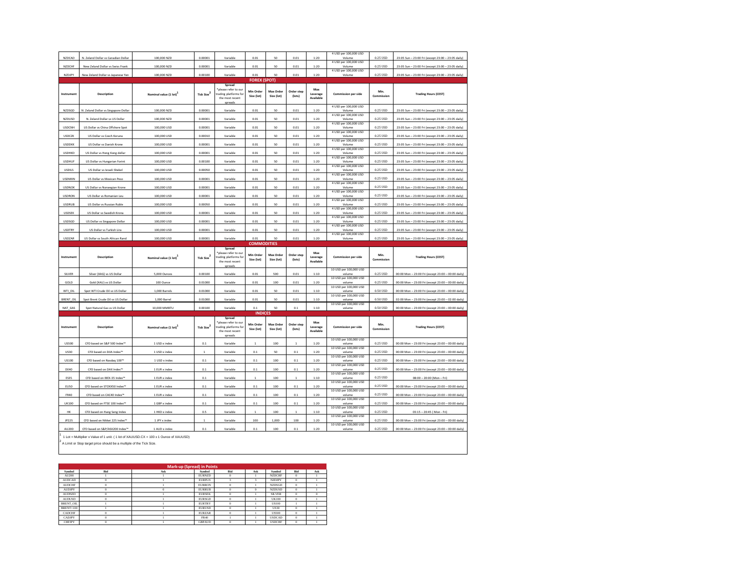| Instrument | Description | Nominal value (1 lot)[1] | Tick Size[2] | Spread *please refer to our trading platforms for the most recent spreads | Min Order Size (lot) | Max Order Size (lot) | Order step (lots) | Max Leverage Available | Commission per side | Min. Commission | Trading Hours (CEST) |
|---|---|---|---|---|---|---|---|---|---|---|---|
| NZDCAD | N. Zeland Dollar vs Canadian Dollar | 100,000 NZD | 0.00001 | Variable | 0.01 | 50 | 0.01 | 1:20 | 4 USD per 100,000 USD Volume | 0.25 USD | 23:05 Sun – 23:00 Fri (except 23:00 – 23:05 daily) |
| NZDCHF | New Zeland Dollar vs Swiss Frank | 100,000 NZD | 0.00001 | Variable | 0.01 | 50 | 0.01 | 1:20 | 4 USD per 100,000 USD Volume | 0.25 USD | 23:05 Sun – 23:00 Fri (except 23:00 – 23:05 daily) |
| NZDJPY | New Zeland Dollar vs Japanese Yen | 100,000 NZD | 0.00100 | Variable | 0.01 | 50 | 0.01 | 1:20 | 4 USD per 100,000 USD Volume | 0.25 USD | 23:05 Sun – 23:00 Fri (except 23:00 – 23:05 daily) |

## FOREX (SPOT)

| Instrument | Description | Nominal value (1 lot)[1] | Tick Size[2] | Spread *please refer to our trading platforms for the most recent spreads | Min Order Size (lot) | Max Order Size (lot) | Order step (lots) | Max Leverage Available | Commission per side | Min. Commission | Trading Hours (CEST) |
|---|---|---|---|---|---|---|---|---|---|---|---|
| NZDSGD | N. Zeland Dollar vs Singapore Dollar | 100,000 NZD | 0.00001 | Variable | 0.01 | 50 | 0.01 | 1:20 | 4 USD per 100,000 USD Volume | 0.25 USD | 23:05 Sun – 23:00 Fri (except 23:00 – 23:05 daily) |
| NZDUSD | N. Zeland Dollar vs US Dollar | 100,000 NZD | 0.00001 | Variable | 0.01 | 50 | 0.01 | 1:20 | 4 USD per 100,000 USD Volume | 0.25 USD | 23:05 Sun – 23:00 Fri (except 23:00 – 23:05 daily) |
| USDCNH | US Dollar vs China Offshore Spot | 100,000 USD | 0.00001 | Variable | 0.01 | 50 | 0.01 | 1:20 | 4 USD per 100,000 USD Volume | 0.25 USD | 23:05 Sun – 23:00 Fri (except 23:00 – 23:05 daily) |
| USDCZK | US Dollar vs Czech Koruna | 100,000 USD | 0.00010 | Variable | 0.01 | 50 | 0.01 | 1:20 | 4 USD per 100,000 USD Volume | 0.25 USD | 23:05 Sun – 23:00 Fri (except 23:00 – 23:05 daily) |
| USDDKK | US Dollar vs Danish Krone | 100,000 USD | 0.00001 | Variable | 0.01 | 50 | 0.01 | 1:20 | 4 USD per 100,000 USD Volume | 0.25 USD | 23:05 Sun – 23:00 Fri (except 23:00 – 23:05 daily) |
| USDHKD | US Dollar vs Hong Kong dollar | 100,000 USD | 0.00001 | Variable | 0.01 | 50 | 0.01 | 1:20 | 4 USD per 100,000 USD Volume | 0.25 USD | 23:05 Sun – 23:00 Fri (except 23:00 – 23:05 daily) |
| USDHUF | US Dollar vs Hungarian Forint | 100,000 USD | 0.00100 | Variable | 0.01 | 50 | 0.01 | 1:20 | 4 USD per 100,000 USD Volume | 0.25 USD | 23:05 Sun – 23:00 Fri (except 23:00 – 23:05 daily) |
| USDILS | US Dollar vs Israeli Shekel | 100,000 USD | 0.00050 | Variable | 0.01 | 50 | 0.01 | 1:20 | 4 USD per 100,000 USD Volume | 0.25 USD | 23:05 Sun – 23:00 Fri (except 23:00 – 23:05 daily) |
| USDMXN | US Dollar vs Mexican Peso | 100,000 USD | 0.00001 | Variable | 0.01 | 50 | 0.01 | 1:20 | 4 USD per 100,000 USD Volume | 0.25 USD | 23:05 Sun – 23:00 Fri (except 23:00 – 23:05 daily) |
| USDNOK | US Dollar vs Norwegian Krone | 100,000 USD | 0.00001 | Variable | 0.01 | 50 | 0.01 | 1:20 | 4 USD per 100,000 USD Volume | 0.25 USD | 23:05 Sun – 23:00 Fri (except 23:00 – 23:05 daily) |
| USDRON | US Dollar vs Romanian Leu | 100,000 USD | 0.00001 | Variable | 0.01 | 50 | 0.01 | 1:20 | 4 USD per 100,000 USD Volume | 0.25 USD | 23:05 Sun – 23:00 Fri (except 23:00 – 23:05 daily) |
| USDRUB | US Dollar vs Russian Ruble | 100,000 USD | 0.00050 | Variable | 0.01 | 50 | 0.01 | 1:20 | 4 USD per 100,000 USD Volume | 0.25 USD | 23:05 Sun – 23:00 Fri (except 23:00 – 23:05 daily) |
| USDSEK | US Dollar vs Swedish Krona | 100,000 USD | 0.00001 | Variable | 0.01 | 50 | 0.01 | 1:20 | 4 USD per 100,000 USD Volume | 0.25 USD | 23:05 Sun – 23:00 Fri (except 23:00 – 23:05 daily) |
| USDSGD | US Dollar vs Singapore Dollar | 100,000 USD | 0.00001 | Variable | 0.01 | 50 | 0.01 | 1:20 | 4 USD per 100,000 USD Volume | 0.25 USD | 23:05 Sun – 23:00 Fri (except 23:00 – 23:05 daily) |
| USDTRY | US Dollar vs Turkish Lira | 100,000 USD | 0.00001 | Variable | 0.01 | 50 | 0.01 | 1:20 | 4 USD per 100,000 USD Volume | 0.25 USD | 23:05 Sun – 23:00 Fri (except 23:00 – 23:05 daily) |
| USDZAR | US Dollar vs South African Rand | 100,000 USD | 0.00001 | Variable | 0.01 | 50 | 0.01 | 1:20 | 4 USD per 100,000 USD Volume | 0.25 USD | 23:05 Sun – 23:00 Fri (except 23:00 – 23:05 daily) |

## COMMODITIES

| Instrument | Description | Nominal value (1 lot)[1] | Tick Size[2] | Spread *please refer to our trading platforms for the most recent spreads | Min Order Size (lot) | Max Order Size (lot) | Order step (lots) | Max Leverage Available | Commission per side | Min. Commission | Trading Hours (CEST) |
|---|---|---|---|---|---|---|---|---|---|---|---|
| SILVER | Silver (XAG) vs US Dollar | 5,000 Ounces | 0.00100 | Variable | 0.01 | 500 | 0.01 | 1:10 | 10 USD per 100,000 USD volume | 0.25 USD | 00:00 Mon – 23:00 Fri (except 23:00 – 00:00 daily) |
| GOLD | Gold (XAU) vs US Dollar | 100 Ounce | 0.01000 | Variable | 0.01 | 100 | 0.01 | 1:20 | 10 USD per 100,000 USD volume | 0.25 USD | 00:00 Mon – 23:00 Fri (except 23:00 – 00:00 daily) |
| WTI_OIL | Spot WTI Crude Oil vs US Dollar | 1,000 Barrels | 0.01000 | Variable | 0.01 | 50 | 0.01 | 1:10 | 10 USD per 100,000 USD volume | 0.50 USD | 00:00 Mon – 23:00 Fri (except 23:00 – 00:00 daily) |
| BRENT_OIL | Spot Brent Crude Oil vs US Dollar | 1,000 Barrel | 0.01000 | Variable | 0.01 | 50 | 0.01 | 1:10 | 10 USD per 100,000 USD volume | 0.50 USD | 02:00 Mon – 23:00 Fri (except 23:00 – 02:00 daily) |
| NAT_GAS | Spot Natural Gas vs US Dollar | 10,000 MMBTU | 0.00100 | Variable | 0.1 | 50 | 0.1 | 1:10 | 10 USD per 100,000 USD volume | 0.50 USD | 00:00 Mon – 23:00 Fri (except 23:00 – 00:00 daily) |

## INDICES

| Instrument | Description | Nominal value (1 lot)[1] | Tick Size[2] | Spread *please refer to our trading platforms for the most recent spreads | Min Order Size (lot) | Max Order Size (lot) | Order step (lots) | Max Leverage Available | Commission per side | Min. Commission | Trading Hours (CEST) |
|---|---|---|---|---|---|---|---|---|---|---|---|
| US500 | CFD based on S&P 500 Index™ | 1 USD x index | 0.1 | Variable | 1 | 100 | 1 | 1:20 | 10 USD per 100,000 USD volume | 0.25 USD | 00:00 Mon – 23:00 Fri (except 23:00 – 00:00 daily) |
| US30 | CFD based on DJIA Index™ | 1 USD x index | 1 | Variable | 0.1 | 50 | 0.1 | 1:20 | 10 USD per 100,000 USD volume | 0.25 USD | 00:00 Mon – 23:00 Fri (except 23:00 – 00:00 daily) |
| US100 | CFD based on Nasdaq 100™ | 1 USD x index | 0.1 | Variable | 0.1 | 100 | 0.1 | 1:20 | 10 USD per 100,000 USD volume | 0.25 USD | 00:00 Mon – 23:00 Fri (except 23:00 – 00:00 daily) |
| DE40 | CFD based on DAX Index™ | 1 EUR x index | 0.1 | Variable | 0.1 | 100 | 0.1 | 1:20 | 10 USD per 100,000 USD volume | 0.25 USD | 00:00 Mon – 23:00 Fri (except 23:00 – 00:00 daily) |
| ES35 | CFD based on IBEX-35 Index™ | 1 EUR x index | 0.1 | Variable | 1 | 100 | 1 | 1:10 | 10 USD per 100,000 USD volume | 0.25 USD | 08:00 – 20:00 (Mon – Fri) |
| EU50 | CFD based on STOXX50 Index™ | 1 EUR x index | 0.1 | Variable | 0.1 | 100 | 0.1 | 1:20 | 10 USD per 100,000 USD volume | 0.25 USD | 00:00 Mon – 23:00 Fri (except 23:00 – 00:00 daily) |
| FR40 | CFD based on CAC40 Index™ | 1 EUR x index | 0.1 | Variable | 0.1 | 100 | 0.1 | 1:20 | 10 USD per 100,000 USD volume | 0.25 USD | 00:00 Mon – 23:00 Fri (except 23:00 – 00:00 daily) |
| UK100 | CFD based on FTSE 100 Index™ | 1 GBP x index | 0.1 | Variable | 0.1 | 100 | 0.1 | 1:20 | 10 USD per 100,000 USD volume | 0.25 USD | 00:00 Mon – 23:00 Fri (except 23:00 – 00:00 daily) |
| HK | CFD based on Hang Seng Index | 1 HKD x index | 0.5 | Variable | 1 | 100 | 1 | 1:10 | 10 USD per 100,000 USD volume | 0.25 USD | 03:15 – 20:45 ( Mon - Fri) |
| JP225 | CFD based on Nikkei 225 Index™ | 1 JPY x index | 1 | Variable | 100 | 1,000 | 100 | 1:20 | 10 USD per 100,000 USD volume | 0.25 USD | 00:00 Mon – 23:00 Fri (except 23:00 – 00:00 daily) |
| AU200 | CFD based on S&P/ASX200 Index™ | 1 AUD x index | 0.1 | Variable | 0.1 | 100 | 0.1 | 1:20 | 10 USD per 100,000 USD volume | 0.25 USD | 00:00 Mon – 23:00 Fri (except 23:00 – 00:00 daily) |

[1] 1 Lot = Multiplier x Value of 1 unit. ( 1 lot of XAUUSD.CX = 100 x 1 Ounce of XAUUSD)

[2] A Limit or Stop target price should be a multiple of the Tick Size.

## Mark-up (Spread) in Points

| Symbol | Bid | Ask | Symbol | Bid | Ask | Symbol | Bid | Ask |
|---|---|---|---|---|---|---|---|---|
| AU200 | 1 | 1 | EURNZD | 0 | 1 | NZDCHF | 0 | 1 |
| AUDCAD | 0 | 1 | EURPLN | 3 | 3 | NZDJPY | 0 | 1 |
| AUDCHF | 0 | 1 | EURRON | 0 | 1 | NZDSGD | 0 | 1 |
| AUDJPY | 0 | 0 | EURRUB | 0 | 0 | NZDUSD | 0 | 1 |
| AUDNZD | 0 | 1 | EURSEK | 0 | 1 | SILVER | 0 | 0 |
| AUDUSD | 0 | 1 | EURSGD | 0 | 1 | UK100 | 0 | 1 |
| BRENT_OIL | 1 | 1 | EURTRY | 0 | 1 | US100 | 1 | 1 |
| BRENT+100 | 1 | 1 | EURUSD | 0 | 1 | US30 | 0 | 1 |
| CADCHF | 0 | 1 | EURZAR | 0 | 1 | US500 | 0 | 1 |
| CADJPY | 0 | 1 | FR40 | 1 | 1 | USDCAD | 0 | 1 |
| CHFJPY | 0 | 1 | GBPAUD | 0 | 1 | USDCHF | 0 | 1 |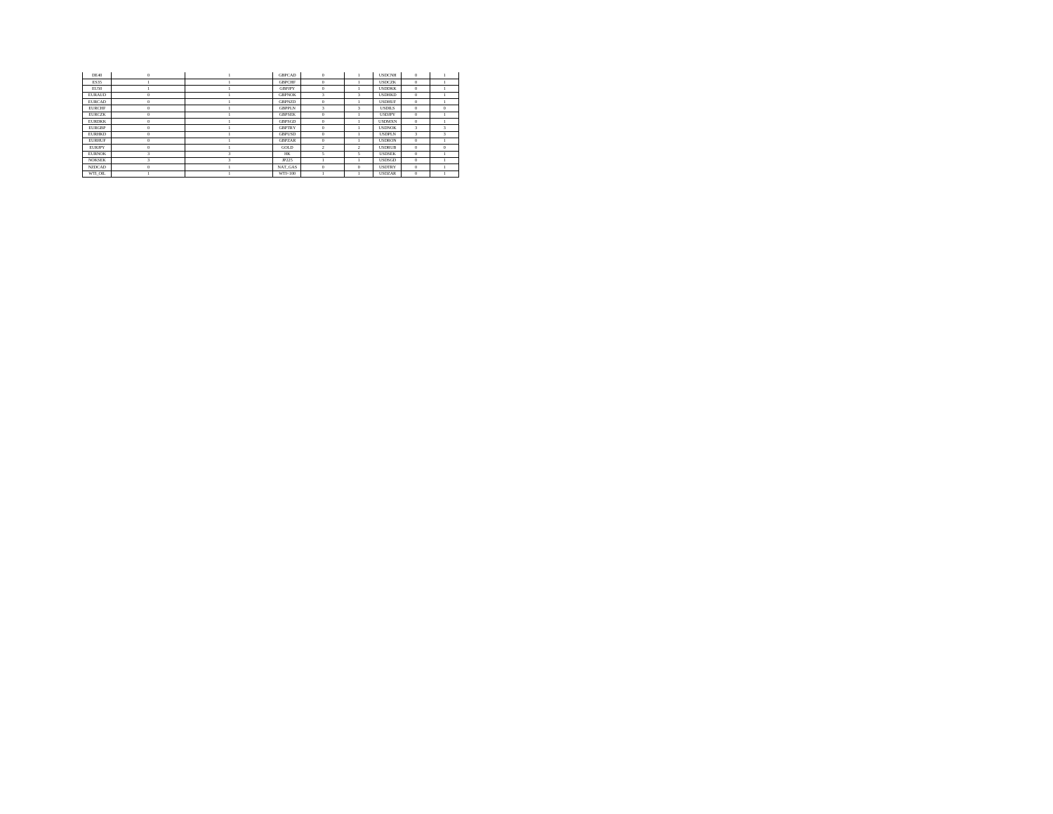| | | | | | | | | |
|---|---|---|---|---|---|---|---|---|
| DE40 | 0 | 1 | GBPCAD | 0 | 1 | USDCNH | 0 | 1 |
| ES35 | 1 | 1 | GBPCHF | 0 | 1 | USDCZK | 0 | 1 |
| EU50 | 1 | 1 | GBPJPY | 0 | 1 | USDDKK | 0 | 1 |
| EURAUD | 0 | 1 | GBPNOK | 3 | 3 | USDHKD | 0 | 1 |
| EURCAD | 0 | 1 | GBPNZD | 0 | 1 | USDHUF | 0 | 1 |
| EURCHF | 0 | 1 | GBPPLN | 3 | 3 | USDILS | 0 | 0 |
| EURCZK | 0 | 1 | GBPSEK | 0 | 1 | USDJPY | 0 | 1 |
| EURDKK | 0 | 1 | GBPSGD | 0 | 1 | USDMXN | 0 | 1 |
| EURGBP | 0 | 1 | GBPTRY | 0 | 1 | USDNOK | 3 | 3 |
| EURHKD | 0 | 1 | GBPUSD | 0 | 1 | USDPLN | 3 | 3 |
| EURHUF | 0 | 1 | GBPZAR | 0 | 1 | USDRON | 0 | 1 |
| EURJPY | 0 | 1 | GOLD | 2 | 2 | USDRUB | 0 | 0 |
| EURNOK | 3 | 3 | HK | 5 | 5 | USDSEK | 0 | 1 |
| NOKSEK | 3 | 3 | JP225 | 1 | 1 | USDSGD | 0 | 1 |
| NZDCAD | 0 | 1 | NAT_GAS | 0 | 0 | USDTRY | 0 | 1 |
| WTI_OIL | 1 | 1 | WTI-100 | 1 | 1 | USDZAR | 0 | 1 |